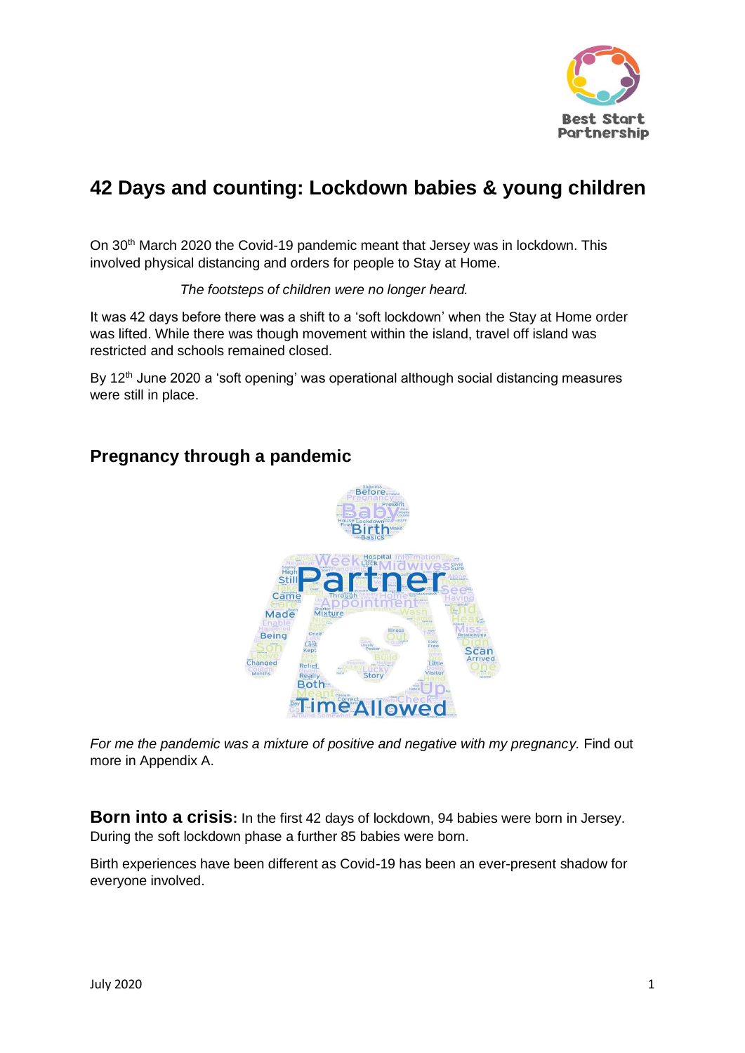# 42 Days and counting: Lockdown babies & young children

On 30th March 2020 the Covid-19 pandemic meant that Jersey was in lockdown. This involved physical distancing and orders for people to Stay at Home.

*The footsteps of children were no longer heard.*

It was 42 days before there was a shift to a 'soft lockdown' when the Stay at Home order was lifted. While there was though movement within the island, travel off island was restricted and schools remained closed.

By 12th June 2020 a 'soft opening' was operational although social distancing measures were still in place.

## Pregnancy through a pandemic

*For me the pandemic was a mixture of positive and negative with my pregnancy.* Find out more in Appendix A.

**Born into a crisis:** In the first 42 days of lockdown, 94 babies were born in Jersey. During the soft lockdown phase a further 85 babies were born.

Birth experiences have been different as Covid-19 has been an ever-present shadow for everyone involved.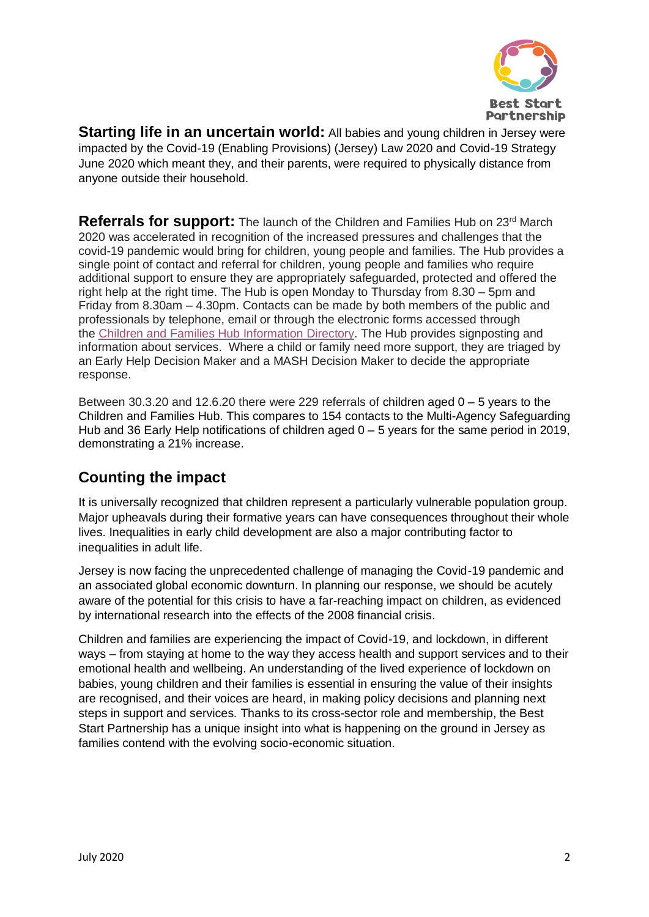**Starting life in an uncertain world:** All babies and young children in Jersey were impacted by the Covid-19 (Enabling Provisions) (Jersey) Law 2020 and Covid-19 Strategy June 2020 which meant they, and their parents, were required to physically distance from anyone outside their household.

**Referrals for support:** The launch of the Children and Families Hub on 23rd March 2020 was accelerated in recognition of the increased pressures and challenges that the covid-19 pandemic would bring for children, young people and families. The Hub provides a single point of contact and referral for children, young people and families who require additional support to ensure they are appropriately safeguarded, protected and offered the right help at the right time. The Hub is open Monday to Thursday from 8.30 – 5pm and Friday from 8.30am – 4.30pm. Contacts can be made by both members of the public and professionals by telephone, email or through the electronic forms accessed through the Children and Families Hub Information Directory. The Hub provides signposting and information about services. Where a child or family need more support, they are triaged by an Early Help Decision Maker and a MASH Decision Maker to decide the appropriate response.

Between 30.3.20 and 12.6.20 there were 229 referrals of children aged 0 – 5 years to the Children and Families Hub. This compares to 154 contacts to the Multi-Agency Safeguarding Hub and 36 Early Help notifications of children aged 0 – 5 years for the same period in 2019, demonstrating a 21% increase.

## Counting the impact

It is universally recognized that children represent a particularly vulnerable population group. Major upheavals during their formative years can have consequences throughout their whole lives. Inequalities in early child development are also a major contributing factor to inequalities in adult life.

Jersey is now facing the unprecedented challenge of managing the Covid-19 pandemic and an associated global economic downturn. In planning our response, we should be acutely aware of the potential for this crisis to have a far-reaching impact on children, as evidenced by international research into the effects of the 2008 financial crisis.

Children and families are experiencing the impact of Covid-19, and lockdown, in different ways – from staying at home to the way they access health and support services and to their emotional health and wellbeing. An understanding of the lived experience of lockdown on babies, young children and their families is essential in ensuring the value of their insights are recognised, and their voices are heard, in making policy decisions and planning next steps in support and services. Thanks to its cross-sector role and membership, the Best Start Partnership has a unique insight into what is happening on the ground in Jersey as families contend with the evolving socio-economic situation.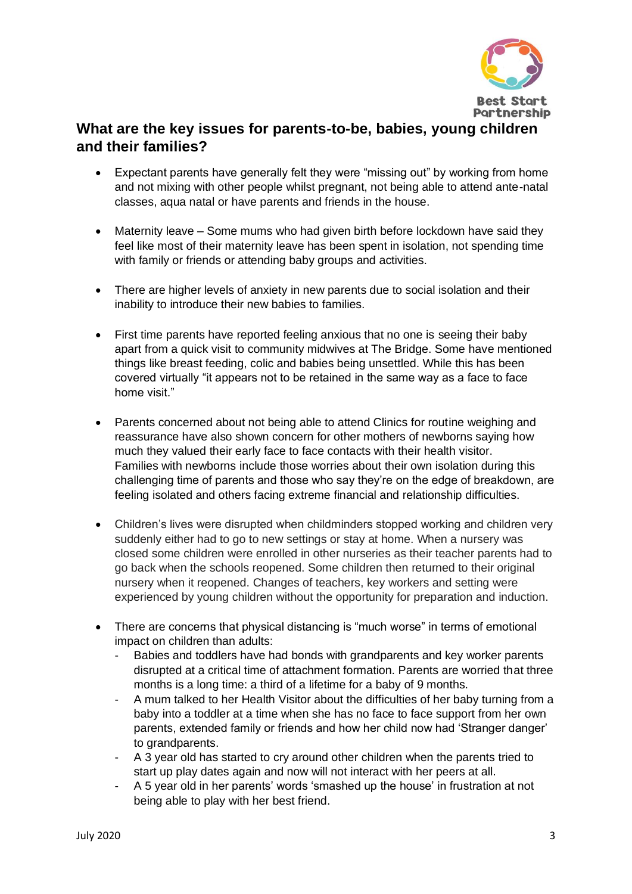## What are the key issues for parents-to-be, babies, young children and their families?

- Expectant parents have generally felt they were "missing out" by working from home and not mixing with other people whilst pregnant, not being able to attend ante-natal classes, aqua natal or have parents and friends in the house.

- Maternity leave – Some mums who had given birth before lockdown have said they feel like most of their maternity leave has been spent in isolation, not spending time with family or friends or attending baby groups and activities.

- There are higher levels of anxiety in new parents due to social isolation and their inability to introduce their new babies to families.

- First time parents have reported feeling anxious that no one is seeing their baby apart from a quick visit to community midwives at The Bridge. Some have mentioned things like breast feeding, colic and babies being unsettled. While this has been covered virtually "it appears not to be retained in the same way as a face to face home visit."

- Parents concerned about not being able to attend Clinics for routine weighing and reassurance have also shown concern for other mothers of newborns saying how much they valued their early face to face contacts with their health visitor. Families with newborns include those worries about their own isolation during this challenging time of parents and those who say they're on the edge of breakdown, are feeling isolated and others facing extreme financial and relationship difficulties.

- Children's lives were disrupted when childminders stopped working and children very suddenly either had to go to new settings or stay at home. When a nursery was closed some children were enrolled in other nurseries as their teacher parents had to go back when the schools reopened. Some children then returned to their original nursery when it reopened. Changes of teachers, key workers and setting were experienced by young children without the opportunity for preparation and induction.

- There are concerns that physical distancing is "much worse" in terms of emotional impact on children than adults:
  - Babies and toddlers have had bonds with grandparents and key worker parents disrupted at a critical time of attachment formation. Parents are worried that three months is a long time: a third of a lifetime for a baby of 9 months.
  - A mum talked to her Health Visitor about the difficulties of her baby turning from a baby into a toddler at a time when she has no face to face support from her own parents, extended family or friends and how her child now had 'Stranger danger' to grandparents.
  - A 3 year old has started to cry around other children when the parents tried to start up play dates again and now will not interact with her peers at all.
  - A 5 year old in her parents' words 'smashed up the house' in frustration at not being able to play with her best friend.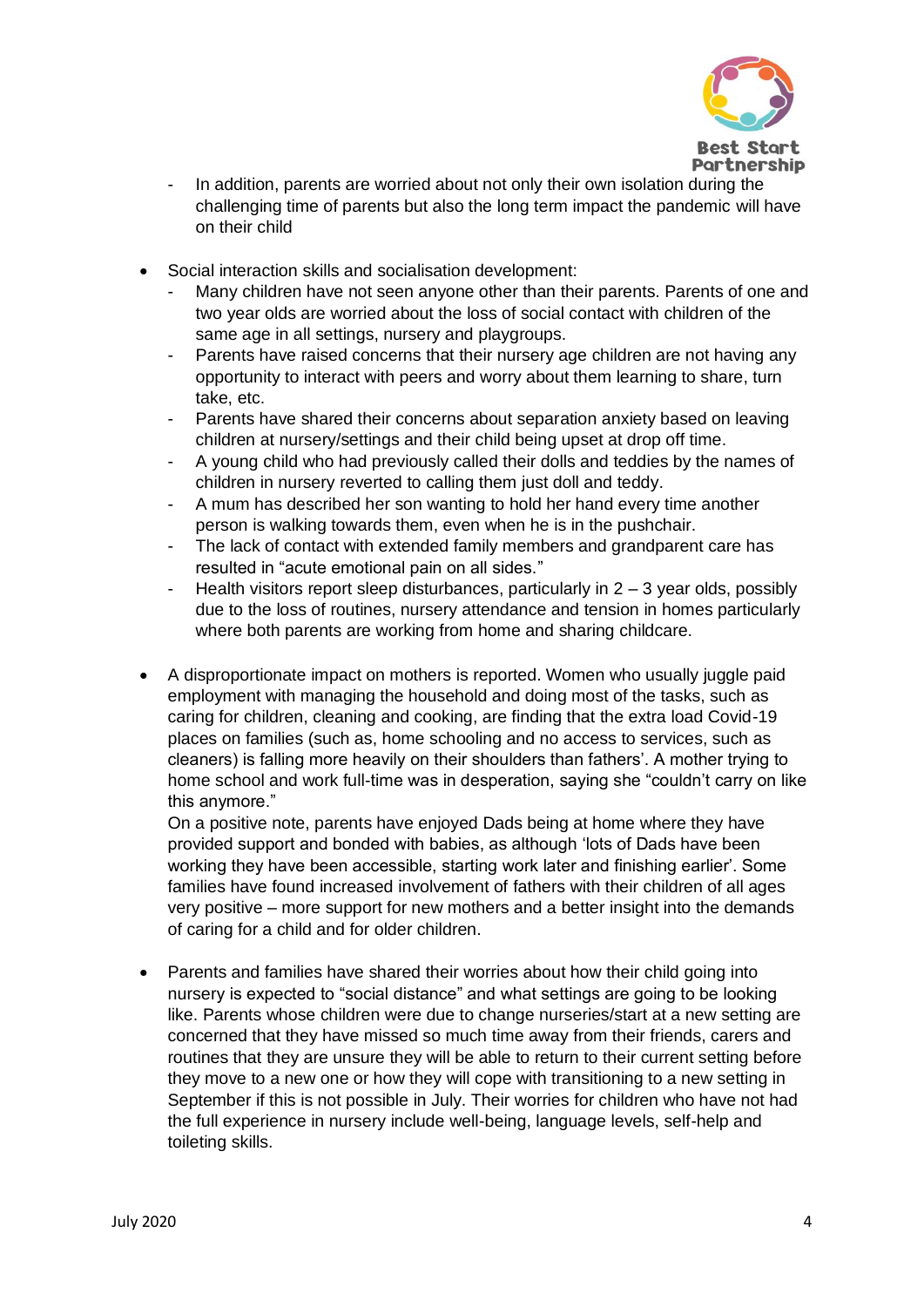- In addition, parents are worried about not only their own isolation during the challenging time of parents but also the long term impact the pandemic will have on their child

- Social interaction skills and socialisation development:
  - Many children have not seen anyone other than their parents. Parents of one and two year olds are worried about the loss of social contact with children of the same age in all settings, nursery and playgroups.
  - Parents have raised concerns that their nursery age children are not having any opportunity to interact with peers and worry about them learning to share, turn take, etc.
  - Parents have shared their concerns about separation anxiety based on leaving children at nursery/settings and their child being upset at drop off time.
  - A young child who had previously called their dolls and teddies by the names of children in nursery reverted to calling them just doll and teddy.
  - A mum has described her son wanting to hold her hand every time another person is walking towards them, even when he is in the pushchair.
  - The lack of contact with extended family members and grandparent care has resulted in "acute emotional pain on all sides."
  - Health visitors report sleep disturbances, particularly in 2 – 3 year olds, possibly due to the loss of routines, nursery attendance and tension in homes particularly where both parents are working from home and sharing childcare.

- A disproportionate impact on mothers is reported. Women who usually juggle paid employment with managing the household and doing most of the tasks, such as caring for children, cleaning and cooking, are finding that the extra load Covid-19 places on families (such as, home schooling and no access to services, such as cleaners) is falling more heavily on their shoulders than fathers'. A mother trying to home school and work full-time was in desperation, saying she "couldn't carry on like this anymore."

  On a positive note, parents have enjoyed Dads being at home where they have provided support and bonded with babies, as although 'lots of Dads have been working they have been accessible, starting work later and finishing earlier'. Some families have found increased involvement of fathers with their children of all ages very positive – more support for new mothers and a better insight into the demands of caring for a child and for older children.

- Parents and families have shared their worries about how their child going into nursery is expected to "social distance" and what settings are going to be looking like. Parents whose children were due to change nurseries/start at a new setting are concerned that they have missed so much time away from their friends, carers and routines that they are unsure they will be able to return to their current setting before they move to a new one or how they will cope with transitioning to a new setting in September if this is not possible in July. Their worries for children who have not had the full experience in nursery include well-being, language levels, self-help and toileting skills.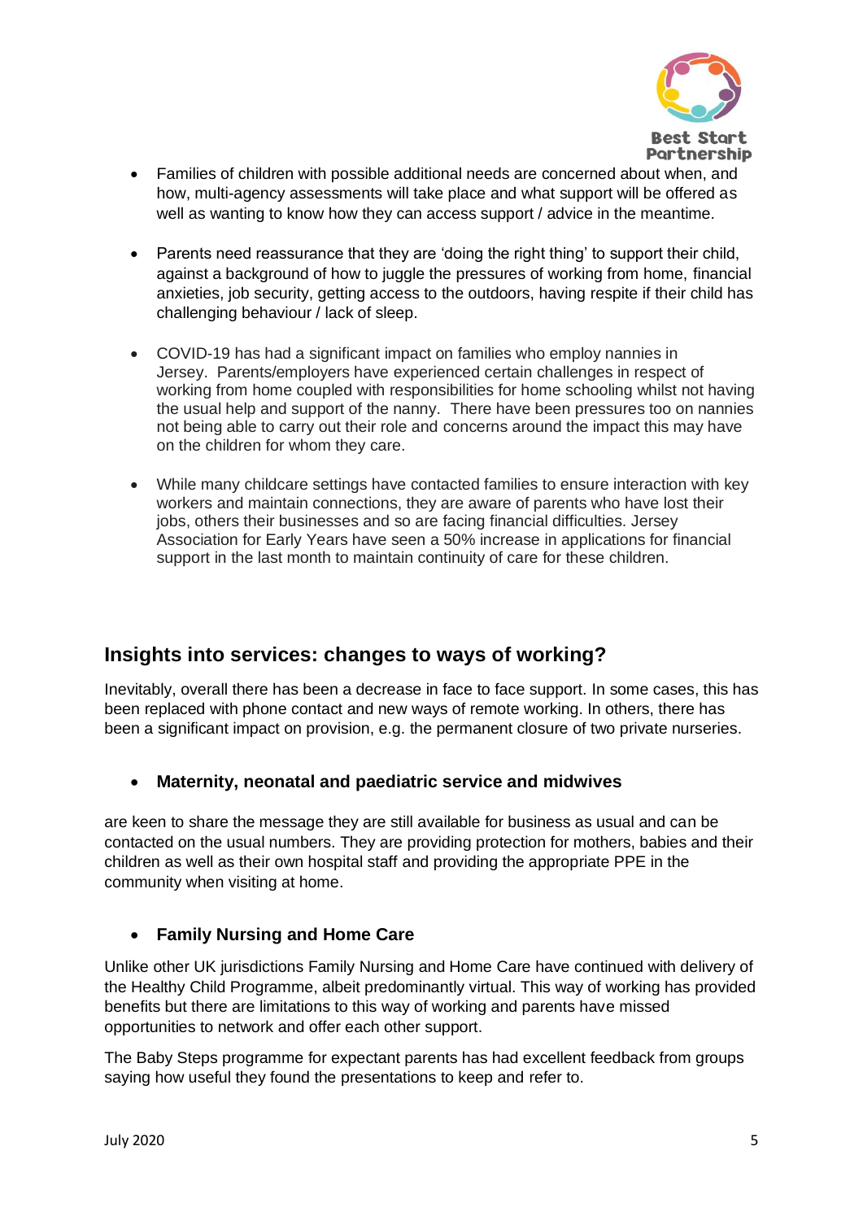- Families of children with possible additional needs are concerned about when, and how, multi-agency assessments will take place and what support will be offered as well as wanting to know how they can access support / advice in the meantime.

- Parents need reassurance that they are 'doing the right thing' to support their child, against a background of how to juggle the pressures of working from home, financial anxieties, job security, getting access to the outdoors, having respite if their child has challenging behaviour / lack of sleep.

- COVID-19 has had a significant impact on families who employ nannies in Jersey. Parents/employers have experienced certain challenges in respect of working from home coupled with responsibilities for home schooling whilst not having the usual help and support of the nanny. There have been pressures too on nannies not being able to carry out their role and concerns around the impact this may have on the children for whom they care.

- While many childcare settings have contacted families to ensure interaction with key workers and maintain connections, they are aware of parents who have lost their jobs, others their businesses and so are facing financial difficulties. Jersey Association for Early Years have seen a 50% increase in applications for financial support in the last month to maintain continuity of care for these children.

## Insights into services: changes to ways of working?

Inevitably, overall there has been a decrease in face to face support. In some cases, this has been replaced with phone contact and new ways of remote working. In others, there has been a significant impact on provision, e.g. the permanent closure of two private nurseries.

- **Maternity, neonatal and paediatric service and midwives**

are keen to share the message they are still available for business as usual and can be contacted on the usual numbers. They are providing protection for mothers, babies and their children as well as their own hospital staff and providing the appropriate PPE in the community when visiting at home.

- **Family Nursing and Home Care**

Unlike other UK jurisdictions Family Nursing and Home Care have continued with delivery of the Healthy Child Programme, albeit predominantly virtual. This way of working has provided benefits but there are limitations to this way of working and parents have missed opportunities to network and offer each other support.

The Baby Steps programme for expectant parents has had excellent feedback from groups saying how useful they found the presentations to keep and refer to.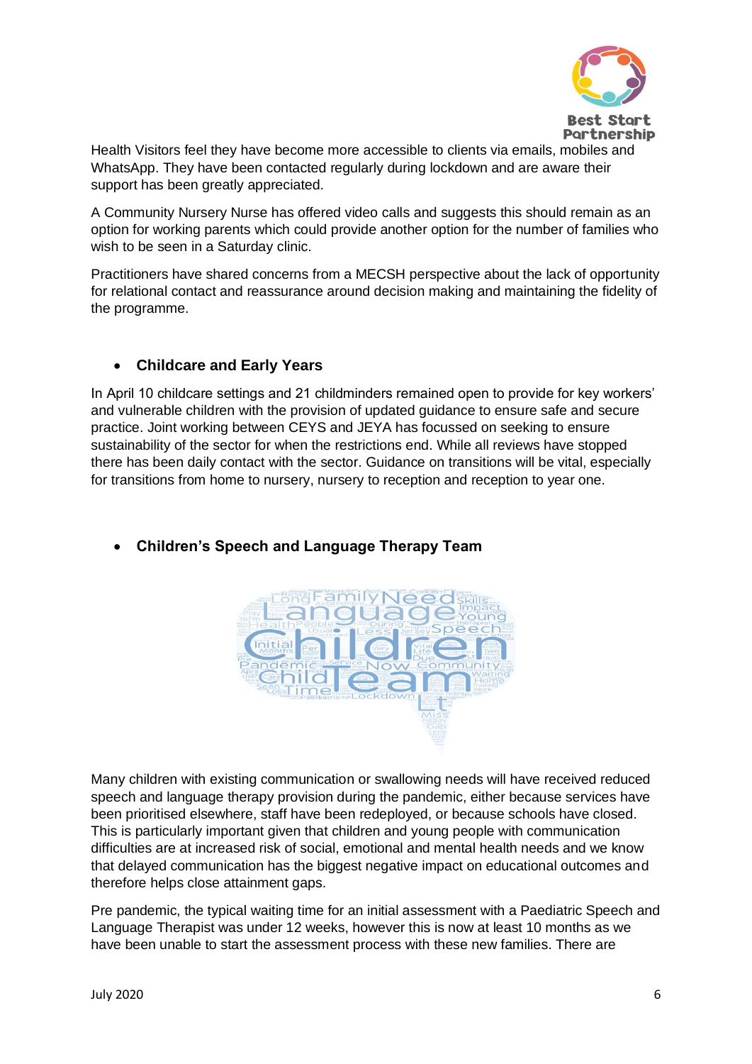Health Visitors feel they have become more accessible to clients via emails, mobiles and WhatsApp. They have been contacted regularly during lockdown and are aware their support has been greatly appreciated.

A Community Nursery Nurse has offered video calls and suggests this should remain as an option for working parents which could provide another option for the number of families who wish to be seen in a Saturday clinic.

Practitioners have shared concerns from a MECSH perspective about the lack of opportunity for relational contact and reassurance around decision making and maintaining the fidelity of the programme.

- **Childcare and Early Years**

In April 10 childcare settings and 21 childminders remained open to provide for key workers' and vulnerable children with the provision of updated guidance to ensure safe and secure practice. Joint working between CEYS and JEYA has focussed on seeking to ensure sustainability of the sector for when the restrictions end. While all reviews have stopped there has been daily contact with the sector. Guidance on transitions will be vital, especially for transitions from home to nursery, nursery to reception and reception to year one.

- **Children's Speech and Language Therapy Team**

Many children with existing communication or swallowing needs will have received reduced speech and language therapy provision during the pandemic, either because services have been prioritised elsewhere, staff have been redeployed, or because schools have closed. This is particularly important given that children and young people with communication difficulties are at increased risk of social, emotional and mental health needs and we know that delayed communication has the biggest negative impact on educational outcomes and therefore helps close attainment gaps.

Pre pandemic, the typical waiting time for an initial assessment with a Paediatric Speech and Language Therapist was under 12 weeks, however this is now at least 10 months as we have been unable to start the assessment process with these new families. There are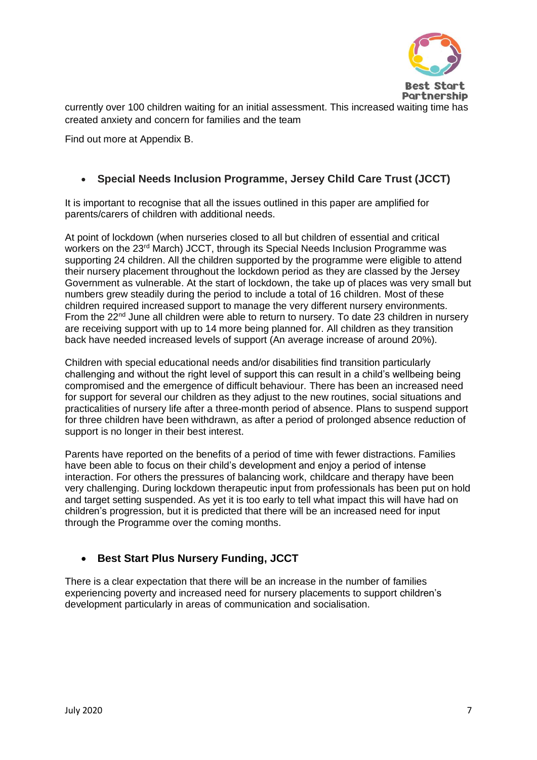currently over 100 children waiting for an initial assessment. This increased waiting time has created anxiety and concern for families and the team

Find out more at Appendix B.

- **Special Needs Inclusion Programme, Jersey Child Care Trust (JCCT)**

It is important to recognise that all the issues outlined in this paper are amplified for parents/carers of children with additional needs.

At point of lockdown (when nurseries closed to all but children of essential and critical workers on the 23rd March) JCCT, through its Special Needs Inclusion Programme was supporting 24 children. All the children supported by the programme were eligible to attend their nursery placement throughout the lockdown period as they are classed by the Jersey Government as vulnerable. At the start of lockdown, the take up of places was very small but numbers grew steadily during the period to include a total of 16 children. Most of these children required increased support to manage the very different nursery environments. From the 22nd June all children were able to return to nursery. To date 23 children in nursery are receiving support with up to 14 more being planned for. All children as they transition back have needed increased levels of support (An average increase of around 20%).

Children with special educational needs and/or disabilities find transition particularly challenging and without the right level of support this can result in a child's wellbeing being compromised and the emergence of difficult behaviour. There has been an increased need for support for several our children as they adjust to the new routines, social situations and practicalities of nursery life after a three-month period of absence. Plans to suspend support for three children have been withdrawn, as after a period of prolonged absence reduction of support is no longer in their best interest.

Parents have reported on the benefits of a period of time with fewer distractions. Families have been able to focus on their child's development and enjoy a period of intense interaction. For others the pressures of balancing work, childcare and therapy have been very challenging. During lockdown therapeutic input from professionals has been put on hold and target setting suspended. As yet it is too early to tell what impact this will have had on children's progression, but it is predicted that there will be an increased need for input through the Programme over the coming months.

- **Best Start Plus Nursery Funding, JCCT**

There is a clear expectation that there will be an increase in the number of families experiencing poverty and increased need for nursery placements to support children's development particularly in areas of communication and socialisation.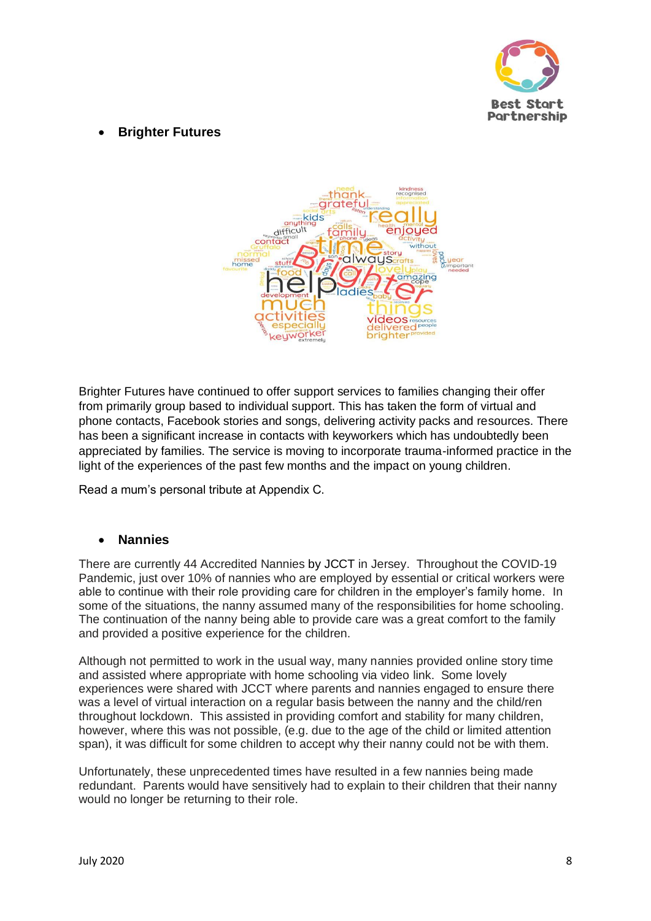- **Brighter Futures**

Brighter Futures have continued to offer support services to families changing their offer from primarily group based to individual support. This has taken the form of virtual and phone contacts, Facebook stories and songs, delivering activity packs and resources. There has been a significant increase in contacts with keyworkers which has undoubtedly been appreciated by families. The service is moving to incorporate trauma-informed practice in the light of the experiences of the past few months and the impact on young children.

Read a mum's personal tribute at Appendix C.

- **Nannies**

There are currently 44 Accredited Nannies by JCCT in Jersey. Throughout the COVID-19 Pandemic, just over 10% of nannies who are employed by essential or critical workers were able to continue with their role providing care for children in the employer's family home. In some of the situations, the nanny assumed many of the responsibilities for home schooling. The continuation of the nanny being able to provide care was a great comfort to the family and provided a positive experience for the children.

Although not permitted to work in the usual way, many nannies provided online story time and assisted where appropriate with home schooling via video link. Some lovely experiences were shared with JCCT where parents and nannies engaged to ensure there was a level of virtual interaction on a regular basis between the nanny and the child/ren throughout lockdown. This assisted in providing comfort and stability for many children, however, where this was not possible, (e.g. due to the age of the child or limited attention span), it was difficult for some children to accept why their nanny could not be with them.

Unfortunately, these unprecedented times have resulted in a few nannies being made redundant. Parents would have sensitively had to explain to their children that their nanny would no longer be returning to their role.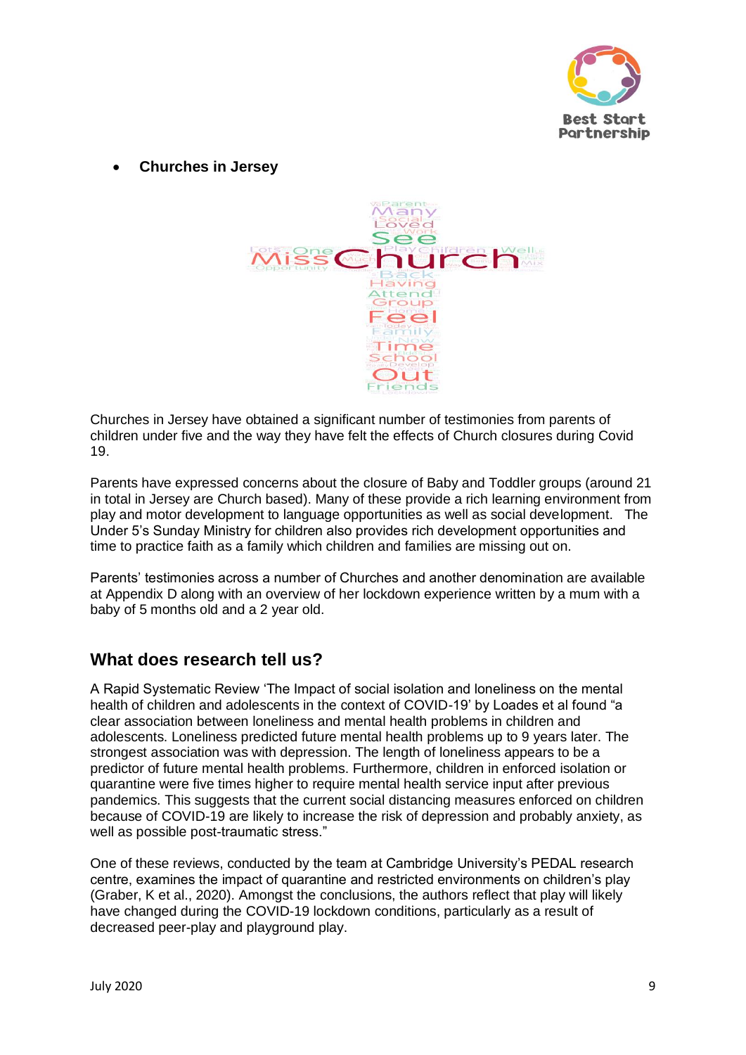- **Churches in Jersey**

Churches in Jersey have obtained a significant number of testimonies from parents of children under five and the way they have felt the effects of Church closures during Covid 19.

Parents have expressed concerns about the closure of Baby and Toddler groups (around 21 in total in Jersey are Church based). Many of these provide a rich learning environment from play and motor development to language opportunities as well as social development. The Under 5's Sunday Ministry for children also provides rich development opportunities and time to practice faith as a family which children and families are missing out on.

Parents' testimonies across a number of Churches and another denomination are available at Appendix D along with an overview of her lockdown experience written by a mum with a baby of 5 months old and a 2 year old.

## What does research tell us?

A Rapid Systematic Review 'The Impact of social isolation and loneliness on the mental health of children and adolescents in the context of COVID-19' by Loades et al found "a clear association between loneliness and mental health problems in children and adolescents. Loneliness predicted future mental health problems up to 9 years later. The strongest association was with depression. The length of loneliness appears to be a predictor of future mental health problems. Furthermore, children in enforced isolation or quarantine were five times higher to require mental health service input after previous pandemics. This suggests that the current social distancing measures enforced on children because of COVID-19 are likely to increase the risk of depression and probably anxiety, as well as possible post-traumatic stress."

One of these reviews, conducted by the team at Cambridge University's PEDAL research centre, examines the impact of quarantine and restricted environments on children's play (Graber, K et al., 2020). Amongst the conclusions, the authors reflect that play will likely have changed during the COVID-19 lockdown conditions, particularly as a result of decreased peer-play and playground play.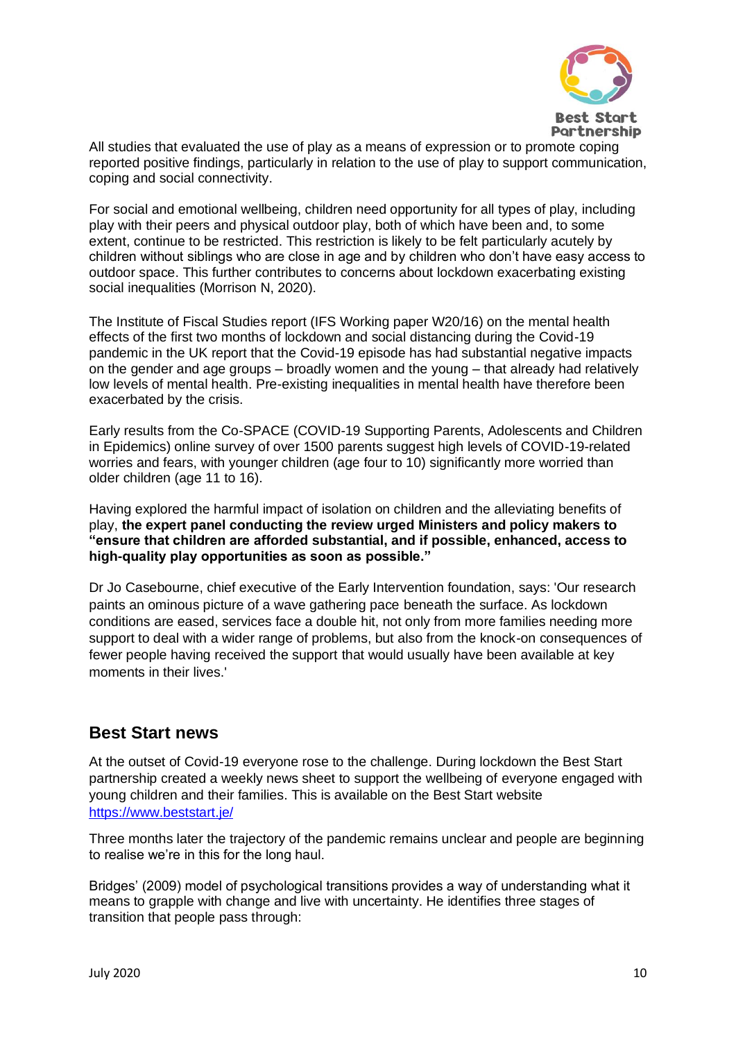All studies that evaluated the use of play as a means of expression or to promote coping reported positive findings, particularly in relation to the use of play to support communication, coping and social connectivity.

For social and emotional wellbeing, children need opportunity for all types of play, including play with their peers and physical outdoor play, both of which have been and, to some extent, continue to be restricted. This restriction is likely to be felt particularly acutely by children without siblings who are close in age and by children who don't have easy access to outdoor space. This further contributes to concerns about lockdown exacerbating existing social inequalities (Morrison N, 2020).

The Institute of Fiscal Studies report (IFS Working paper W20/16) on the mental health effects of the first two months of lockdown and social distancing during the Covid-19 pandemic in the UK report that the Covid-19 episode has had substantial negative impacts on the gender and age groups – broadly women and the young – that already had relatively low levels of mental health. Pre-existing inequalities in mental health have therefore been exacerbated by the crisis.

Early results from the Co-SPACE (COVID-19 Supporting Parents, Adolescents and Children in Epidemics) online survey of over 1500 parents suggest high levels of COVID-19-related worries and fears, with younger children (age four to 10) significantly more worried than older children (age 11 to 16).

Having explored the harmful impact of isolation on children and the alleviating benefits of play, **the expert panel conducting the review urged Ministers and policy makers to "ensure that children are afforded substantial, and if possible, enhanced, access to high-quality play opportunities as soon as possible."**

Dr Jo Casebourne, chief executive of the Early Intervention foundation, says: 'Our research paints an ominous picture of a wave gathering pace beneath the surface. As lockdown conditions are eased, services face a double hit, not only from more families needing more support to deal with a wider range of problems, but also from the knock-on consequences of fewer people having received the support that would usually have been available at key moments in their lives.'

## Best Start news

At the outset of Covid-19 everyone rose to the challenge. During lockdown the Best Start partnership created a weekly news sheet to support the wellbeing of everyone engaged with young children and their families. This is available on the Best Start website https://www.beststart.ie/

Three months later the trajectory of the pandemic remains unclear and people are beginning to realise we're in this for the long haul.

Bridges' (2009) model of psychological transitions provides a way of understanding what it means to grapple with change and live with uncertainty. He identifies three stages of transition that people pass through: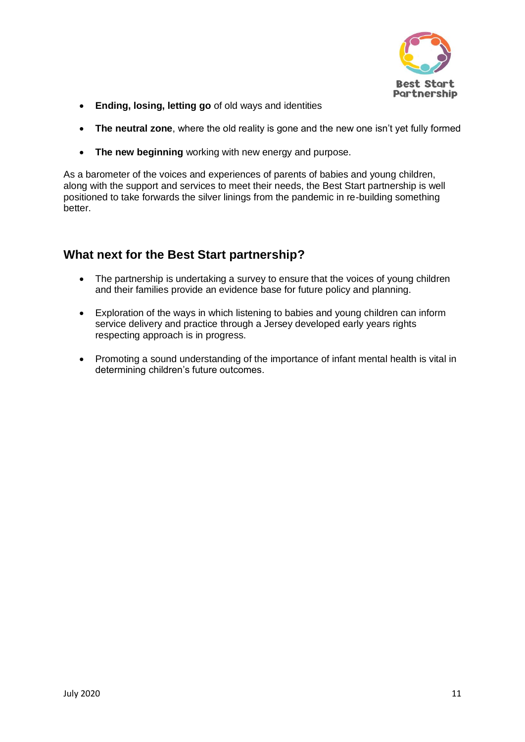- **Ending, losing, letting go** of old ways and identities
- **The neutral zone**, where the old reality is gone and the new one isn't yet fully formed
- **The new beginning** working with new energy and purpose.

As a barometer of the voices and experiences of parents of babies and young children, along with the support and services to meet their needs, the Best Start partnership is well positioned to take forwards the silver linings from the pandemic in re-building something better.

## What next for the Best Start partnership?

- The partnership is undertaking a survey to ensure that the voices of young children and their families provide an evidence base for future policy and planning.
- Exploration of the ways in which listening to babies and young children can inform service delivery and practice through a Jersey developed early years rights respecting approach is in progress.
- Promoting a sound understanding of the importance of infant mental health is vital in determining children's future outcomes.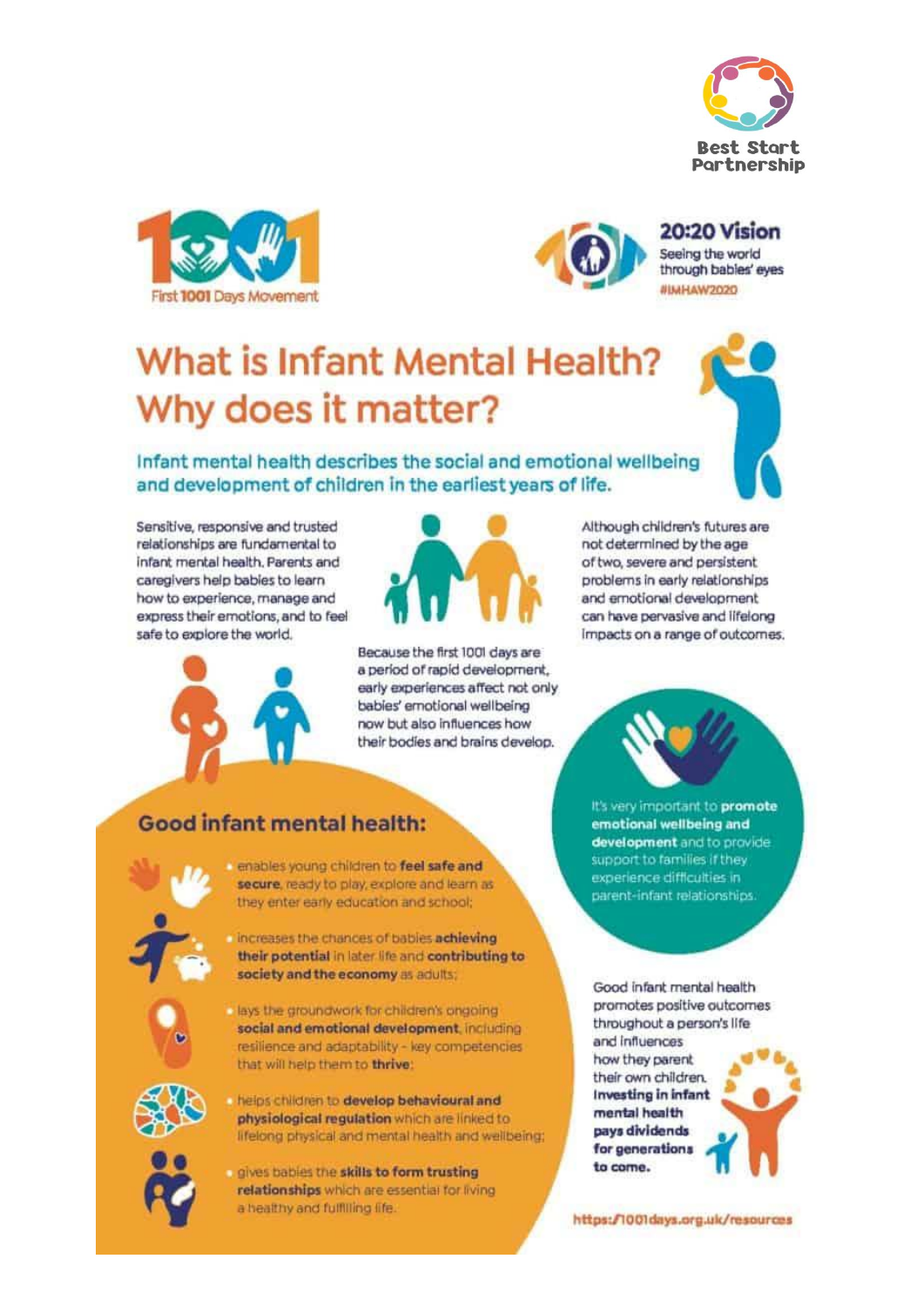Best Start Partnership

First 1001 Days Movement

**20:20 Vision**
Seeing the world through babies' eyes
#IMHAW2020

# What is Infant Mental Health? Why does it matter?

## Infant mental health describes the social and emotional wellbeing and development of children in the earliest years of life.

Sensitive, responsive and trusted relationships are fundamental to infant mental health. Parents and caregivers help babies to learn how to experience, manage and express their emotions, and to feel safe to explore the world.

Because the first 1001 days are a period of rapid development, early experiences affect not only babies' emotional wellbeing now but also influences how their bodies and brains develop.

Although children's futures are not determined by the age of two, severe and persistent problems in early relationships and emotional development can have pervasive and lifelong impacts on a range of outcomes.

## Good infant mental health:

- enables young children to **feel safe and secure**, ready to play, explore and learn as they enter early education and school;
- increases the chances of babies **achieving their potential** in later life and **contributing to society and the economy** as adults;
- lays the groundwork for children's ongoing **social and emotional development**, including resilience and adaptability - key competencies that will help them to **thrive**;
- helps children to **develop behavioural and physiological regulation** which are linked to lifelong physical and mental health and wellbeing;
- gives babies the **skills to form trusting relationships** which are essential for living a healthy and fulfilling life.

It's very important to **promote emotional wellbeing and development** and to provide support to families if they experience difficulties in parent-infant relationships.

Good infant mental health promotes positive outcomes throughout a person's life and influences how they parent their own children. **Investing in infant mental health pays dividends for generations to come.**

https://1001days.org.uk/resources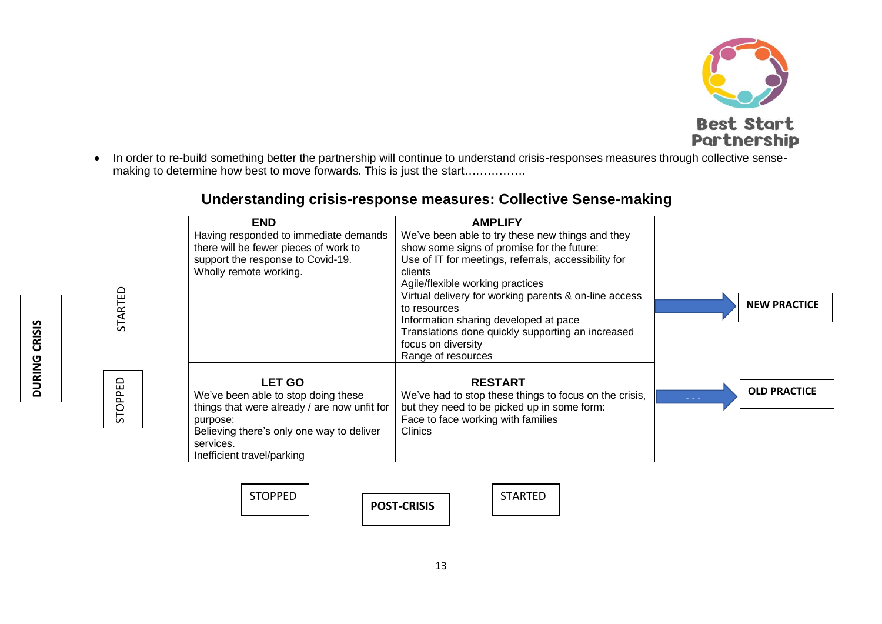- In order to re-build something better the partnership will continue to understand crisis-responses measures through collective sense-making to determine how best to move forwards. This is just the start…………….

## Understanding crisis-response measures: Collective Sense-making

| DURING CRISIS | **END** | **AMPLIFY** | |
|---|---|---|---|
| STARTED | Having responded to immediate demands there will be fewer pieces of work to support the response to Covid-19.<br>Wholly remote working. | We've been able to try these new things and they show some signs of promise for the future:<br>Use of IT for meetings, referrals, accessibility for clients<br>Agile/flexible working practices<br>Virtual delivery for working parents & on-line access to resources<br>Information sharing developed at pace<br>Translations done quickly supporting an increased focus on diversity<br>Range of resources | → **NEW PRACTICE** |
| STOPPED | **LET GO**<br>We've been able to stop doing these things that were already / are now unfit for purpose:<br>Believing there's only one way to deliver services.<br>Inefficient travel/parking | **RESTART**<br>We've had to stop these things to focus on the crisis, but they need to be picked up in some form:<br>Face to face working with families<br>Clinics | → **OLD PRACTICE** |
| | STOPPED | STARTED | |
| | | **POST-CRISIS** | |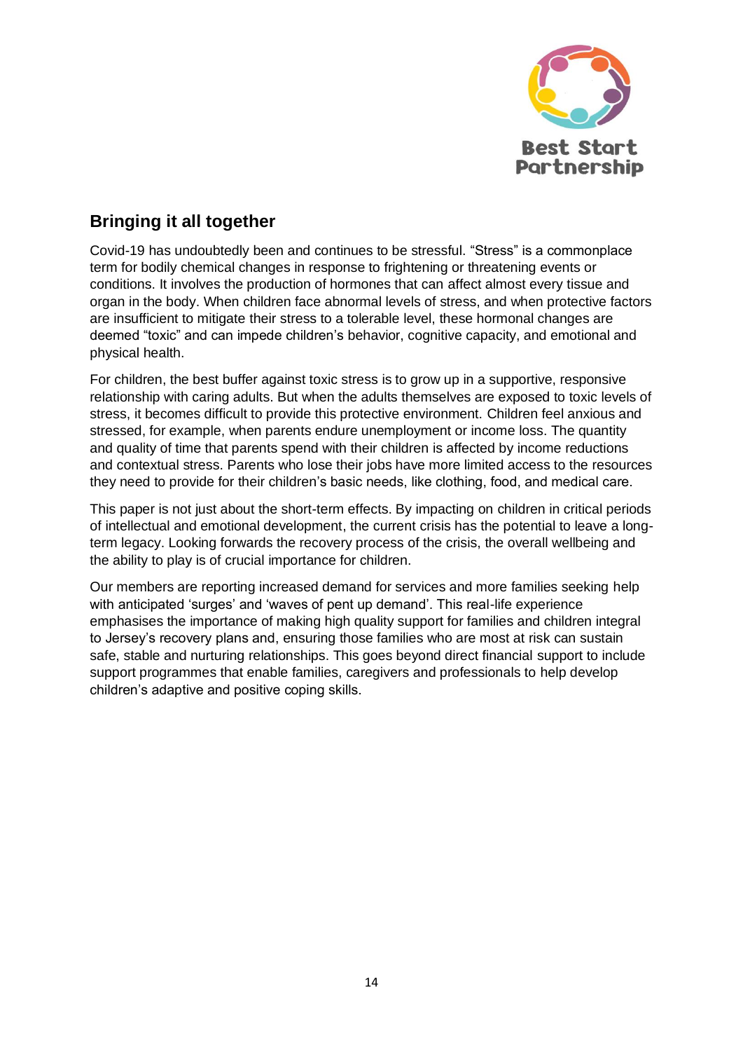## Bringing it all together

Covid-19 has undoubtedly been and continues to be stressful. “Stress” is a commonplace term for bodily chemical changes in response to frightening or threatening events or conditions. It involves the production of hormones that can affect almost every tissue and organ in the body. When children face abnormal levels of stress, and when protective factors are insufficient to mitigate their stress to a tolerable level, these hormonal changes are deemed “toxic” and can impede children’s behavior, cognitive capacity, and emotional and physical health.

For children, the best buffer against toxic stress is to grow up in a supportive, responsive relationship with caring adults. But when the adults themselves are exposed to toxic levels of stress, it becomes difficult to provide this protective environment. Children feel anxious and stressed, for example, when parents endure unemployment or income loss. The quantity and quality of time that parents spend with their children is affected by income reductions and contextual stress. Parents who lose their jobs have more limited access to the resources they need to provide for their children’s basic needs, like clothing, food, and medical care.

This paper is not just about the short-term effects. By impacting on children in critical periods of intellectual and emotional development, the current crisis has the potential to leave a long-term legacy. Looking forwards the recovery process of the crisis, the overall wellbeing and the ability to play is of crucial importance for children.

Our members are reporting increased demand for services and more families seeking help with anticipated ‘surges’ and ‘waves of pent up demand’. This real-life experience emphasises the importance of making high quality support for families and children integral to Jersey’s recovery plans and, ensuring those families who are most at risk can sustain safe, stable and nurturing relationships. This goes beyond direct financial support to include support programmes that enable families, caregivers and professionals to help develop children’s adaptive and positive coping skills.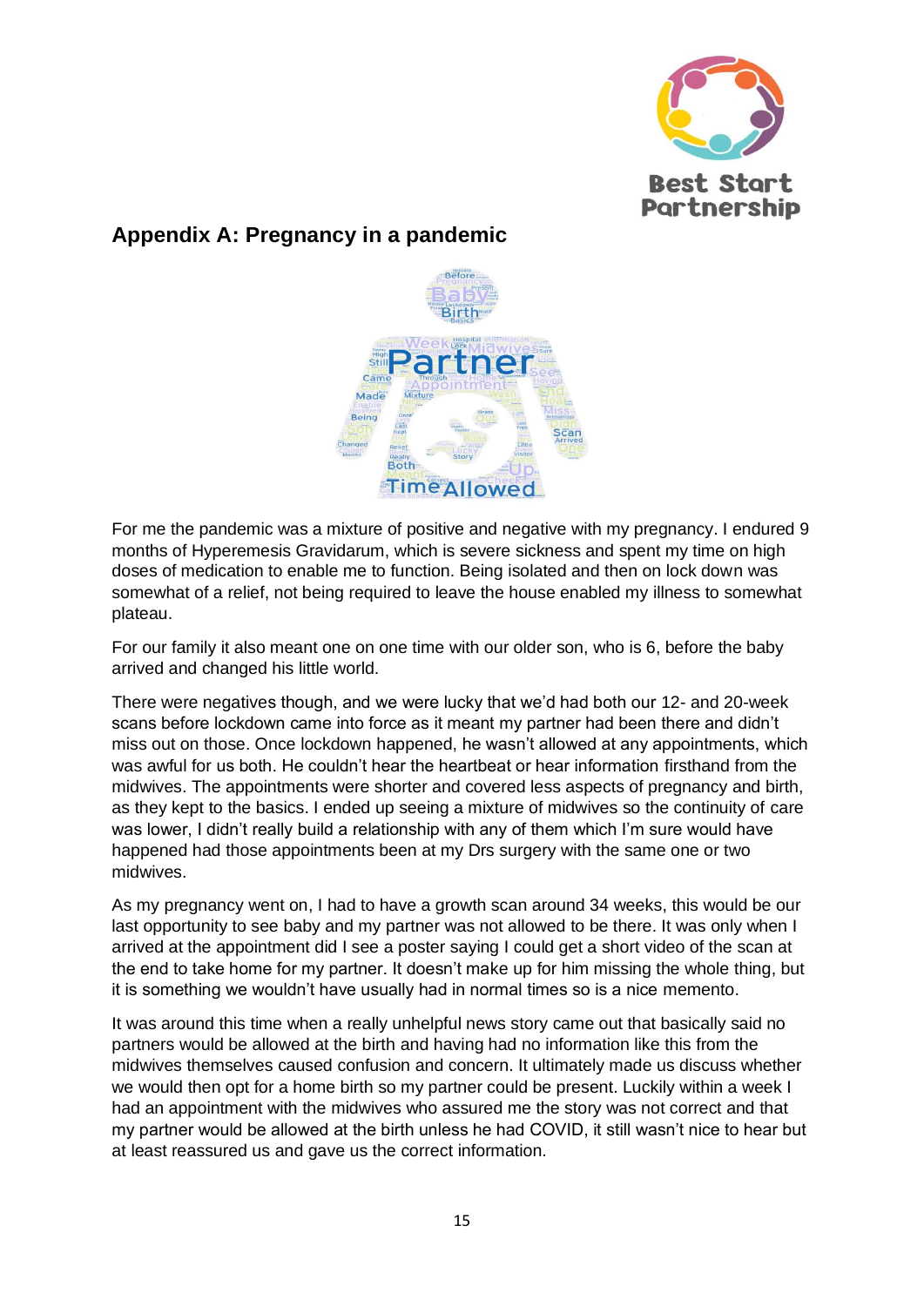## Appendix A: Pregnancy in a pandemic

For me the pandemic was a mixture of positive and negative with my pregnancy. I endured 9 months of Hyperemesis Gravidarum, which is severe sickness and spent my time on high doses of medication to enable me to function. Being isolated and then on lock down was somewhat of a relief, not being required to leave the house enabled my illness to somewhat plateau.

For our family it also meant one on one time with our older son, who is 6, before the baby arrived and changed his little world.

There were negatives though, and we were lucky that we'd had both our 12- and 20-week scans before lockdown came into force as it meant my partner had been there and didn't miss out on those. Once lockdown happened, he wasn't allowed at any appointments, which was awful for us both. He couldn't hear the heartbeat or hear information firsthand from the midwives. The appointments were shorter and covered less aspects of pregnancy and birth, as they kept to the basics. I ended up seeing a mixture of midwives so the continuity of care was lower, I didn't really build a relationship with any of them which I'm sure would have happened had those appointments been at my Drs surgery with the same one or two midwives.

As my pregnancy went on, I had to have a growth scan around 34 weeks, this would be our last opportunity to see baby and my partner was not allowed to be there. It was only when I arrived at the appointment did I see a poster saying I could get a short video of the scan at the end to take home for my partner. It doesn't make up for him missing the whole thing, but it is something we wouldn't have usually had in normal times so is a nice memento.

It was around this time when a really unhelpful news story came out that basically said no partners would be allowed at the birth and having had no information like this from the midwives themselves caused confusion and concern. It ultimately made us discuss whether we would then opt for a home birth so my partner could be present. Luckily within a week I had an appointment with the midwives who assured me the story was not correct and that my partner would be allowed at the birth unless he had COVID, it still wasn't nice to hear but at least reassured us and gave us the correct information.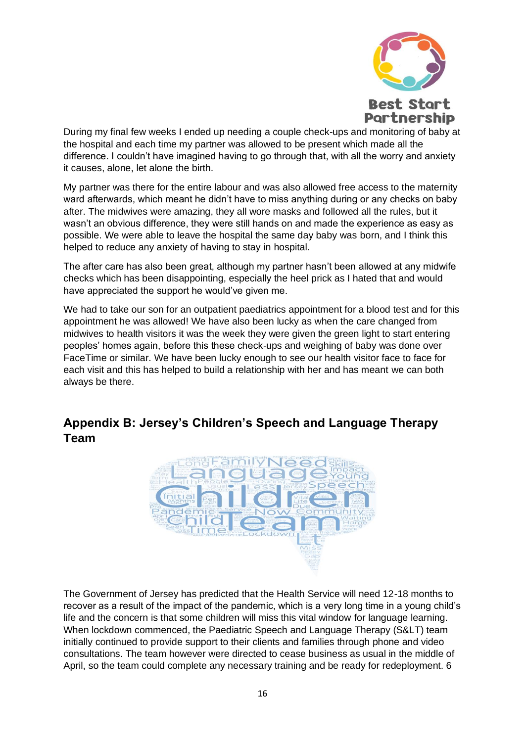During my final few weeks I ended up needing a couple check-ups and monitoring of baby at the hospital and each time my partner was allowed to be present which made all the difference. I couldn't have imagined having to go through that, with all the worry and anxiety it causes, alone, let alone the birth.

My partner was there for the entire labour and was also allowed free access to the maternity ward afterwards, which meant he didn't have to miss anything during or any checks on baby after. The midwives were amazing, they all wore masks and followed all the rules, but it wasn't an obvious difference, they were still hands on and made the experience as easy as possible. We were able to leave the hospital the same day baby was born, and I think this helped to reduce any anxiety of having to stay in hospital.

The after care has also been great, although my partner hasn't been allowed at any midwife checks which has been disappointing, especially the heel prick as I hated that and would have appreciated the support he would've given me.

We had to take our son for an outpatient paediatrics appointment for a blood test and for this appointment he was allowed! We have also been lucky as when the care changed from midwives to health visitors it was the week they were given the green light to start entering peoples' homes again, before this these check-ups and weighing of baby was done over FaceTime or similar. We have been lucky enough to see our health visitor face to face for each visit and this has helped to build a relationship with her and has meant we can both always be there.

## Appendix B: Jersey's Children's Speech and Language Therapy Team

The Government of Jersey has predicted that the Health Service will need 12-18 months to recover as a result of the impact of the pandemic, which is a very long time in a young child's life and the concern is that some children will miss this vital window for language learning. When lockdown commenced, the Paediatric Speech and Language Therapy (S&LT) team initially continued to provide support to their clients and families through phone and video consultations. The team however were directed to cease business as usual in the middle of April, so the team could complete any necessary training and be ready for redeployment. 6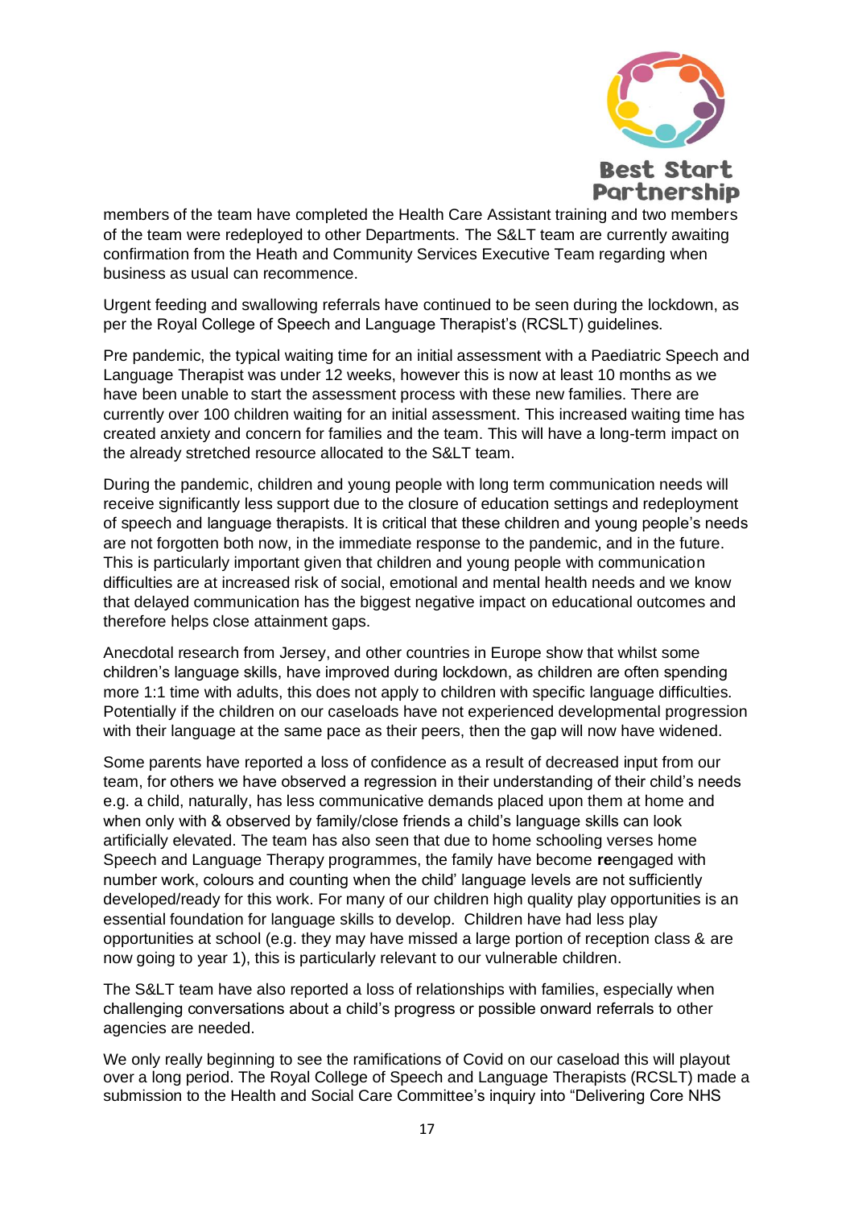members of the team have completed the Health Care Assistant training and two members of the team were redeployed to other Departments. The S&LT team are currently awaiting confirmation from the Heath and Community Services Executive Team regarding when business as usual can recommence.

Urgent feeding and swallowing referrals have continued to be seen during the lockdown, as per the Royal College of Speech and Language Therapist's (RCSLT) guidelines.

Pre pandemic, the typical waiting time for an initial assessment with a Paediatric Speech and Language Therapist was under 12 weeks, however this is now at least 10 months as we have been unable to start the assessment process with these new families. There are currently over 100 children waiting for an initial assessment. This increased waiting time has created anxiety and concern for families and the team. This will have a long-term impact on the already stretched resource allocated to the S&LT team.

During the pandemic, children and young people with long term communication needs will receive significantly less support due to the closure of education settings and redeployment of speech and language therapists. It is critical that these children and young people's needs are not forgotten both now, in the immediate response to the pandemic, and in the future. This is particularly important given that children and young people with communication difficulties are at increased risk of social, emotional and mental health needs and we know that delayed communication has the biggest negative impact on educational outcomes and therefore helps close attainment gaps.

Anecdotal research from Jersey, and other countries in Europe show that whilst some children's language skills, have improved during lockdown, as children are often spending more 1:1 time with adults, this does not apply to children with specific language difficulties. Potentially if the children on our caseloads have not experienced developmental progression with their language at the same pace as their peers, then the gap will now have widened.

Some parents have reported a loss of confidence as a result of decreased input from our team, for others we have observed a regression in their understanding of their child's needs e.g. a child, naturally, has less communicative demands placed upon them at home and when only with & observed by family/close friends a child's language skills can look artificially elevated. The team has also seen that due to home schooling verses home Speech and Language Therapy programmes, the family have become **re**engaged with number work, colours and counting when the child' language levels are not sufficiently developed/ready for this work. For many of our children high quality play opportunities is an essential foundation for language skills to develop. Children have had less play opportunities at school (e.g. they may have missed a large portion of reception class & are now going to year 1), this is particularly relevant to our vulnerable children.

The S&LT team have also reported a loss of relationships with families, especially when challenging conversations about a child's progress or possible onward referrals to other agencies are needed.

We only really beginning to see the ramifications of Covid on our caseload this will playout over a long period. The Royal College of Speech and Language Therapists (RCSLT) made a submission to the Health and Social Care Committee's inquiry into "Delivering Core NHS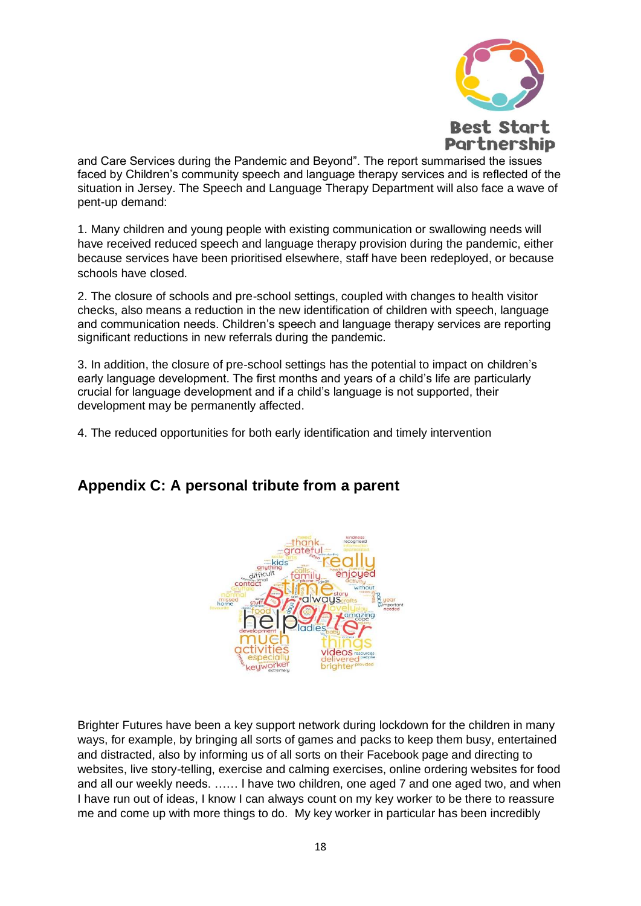and Care Services during the Pandemic and Beyond". The report summarised the issues faced by Children's community speech and language therapy services and is reflected of the situation in Jersey. The Speech and Language Therapy Department will also face a wave of pent-up demand:

1. Many children and young people with existing communication or swallowing needs will have received reduced speech and language therapy provision during the pandemic, either because services have been prioritised elsewhere, staff have been redeployed, or because schools have closed.

2. The closure of schools and pre-school settings, coupled with changes to health visitor checks, also means a reduction in the new identification of children with speech, language and communication needs. Children's speech and language therapy services are reporting significant reductions in new referrals during the pandemic.

3. In addition, the closure of pre-school settings has the potential to impact on children's early language development. The first months and years of a child's life are particularly crucial for language development and if a child's language is not supported, their development may be permanently affected.

4. The reduced opportunities for both early identification and timely intervention

## Appendix C: A personal tribute from a parent

Brighter Futures have been a key support network during lockdown for the children in many ways, for example, by bringing all sorts of games and packs to keep them busy, entertained and distracted, also by informing us of all sorts on their Facebook page and directing to websites, live story-telling, exercise and calming exercises, online ordering websites for food and all our weekly needs. …… I have two children, one aged 7 and one aged two, and when I have run out of ideas, I know I can always count on my key worker to be there to reassure me and come up with more things to do. My key worker in particular has been incredibly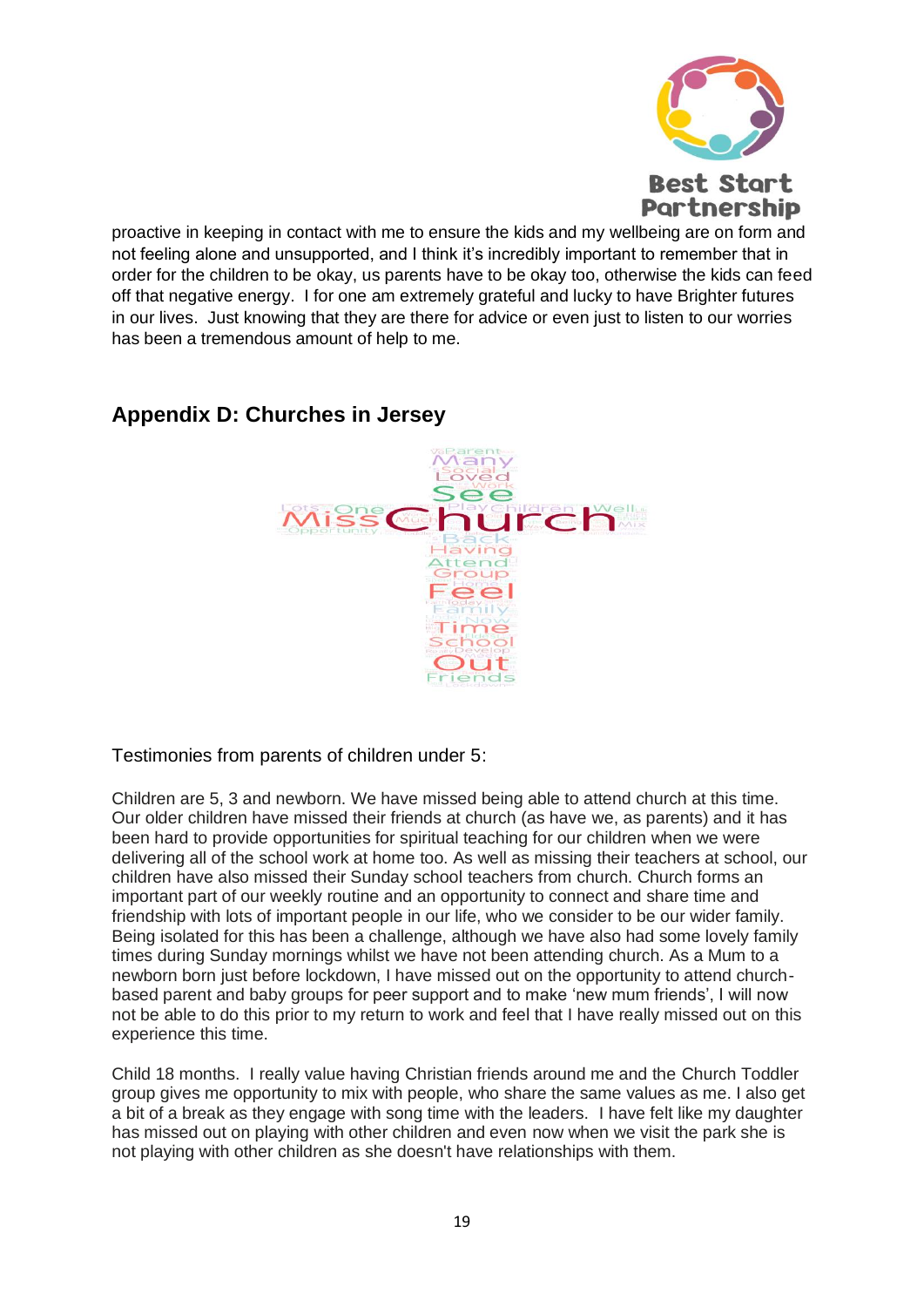proactive in keeping in contact with me to ensure the kids and my wellbeing are on form and not feeling alone and unsupported, and I think it's incredibly important to remember that in order for the children to be okay, us parents have to be okay too, otherwise the kids can feed off that negative energy. I for one am extremely grateful and lucky to have Brighter futures in our lives. Just knowing that they are there for advice or even just to listen to our worries has been a tremendous amount of help to me.

## Appendix D: Churches in Jersey

Testimonies from parents of children under 5:

Children are 5, 3 and newborn. We have missed being able to attend church at this time. Our older children have missed their friends at church (as have we, as parents) and it has been hard to provide opportunities for spiritual teaching for our children when we were delivering all of the school work at home too. As well as missing their teachers at school, our children have also missed their Sunday school teachers from church. Church forms an important part of our weekly routine and an opportunity to connect and share time and friendship with lots of important people in our life, who we consider to be our wider family. Being isolated for this has been a challenge, although we have also had some lovely family times during Sunday mornings whilst we have not been attending church. As a Mum to a newborn born just before lockdown, I have missed out on the opportunity to attend church-based parent and baby groups for peer support and to make 'new mum friends', I will now not be able to do this prior to my return to work and feel that I have really missed out on this experience this time.

Child 18 months. I really value having Christian friends around me and the Church Toddler group gives me opportunity to mix with people, who share the same values as me. I also get a bit of a break as they engage with song time with the leaders. I have felt like my daughter has missed out on playing with other children and even now when we visit the park she is not playing with other children as she doesn't have relationships with them.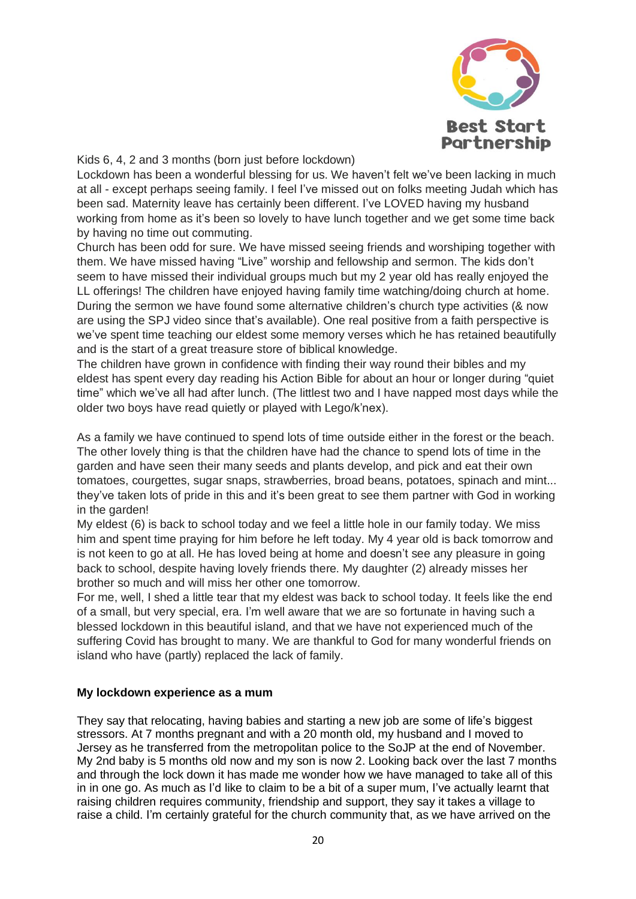Kids 6, 4, 2 and 3 months (born just before lockdown)

Lockdown has been a wonderful blessing for us. We haven't felt we've been lacking in much at all - except perhaps seeing family. I feel I've missed out on folks meeting Judah which has been sad. Maternity leave has certainly been different. I've LOVED having my husband working from home as it's been so lovely to have lunch together and we get some time back by having no time out commuting.

Church has been odd for sure. We have missed seeing friends and worshiping together with them. We have missed having "Live" worship and fellowship and sermon. The kids don't seem to have missed their individual groups much but my 2 year old has really enjoyed the LL offerings! The children have enjoyed having family time watching/doing church at home. During the sermon we have found some alternative children's church type activities (& now are using the SPJ video since that's available). One real positive from a faith perspective is we've spent time teaching our eldest some memory verses which he has retained beautifully and is the start of a great treasure store of biblical knowledge.

The children have grown in confidence with finding their way round their bibles and my eldest has spent every day reading his Action Bible for about an hour or longer during "quiet time" which we've all had after lunch. (The littlest two and I have napped most days while the older two boys have read quietly or played with Lego/k'nex).

As a family we have continued to spend lots of time outside either in the forest or the beach. The other lovely thing is that the children have had the chance to spend lots of time in the garden and have seen their many seeds and plants develop, and pick and eat their own tomatoes, courgettes, sugar snaps, strawberries, broad beans, potatoes, spinach and mint... they've taken lots of pride in this and it's been great to see them partner with God in working in the garden!

My eldest (6) is back to school today and we feel a little hole in our family today. We miss him and spent time praying for him before he left today. My 4 year old is back tomorrow and is not keen to go at all. He has loved being at home and doesn't see any pleasure in going back to school, despite having lovely friends there. My daughter (2) already misses her brother so much and will miss her other one tomorrow.

For me, well, I shed a little tear that my eldest was back to school today. It feels like the end of a small, but very special, era. I'm well aware that we are so fortunate in having such a blessed lockdown in this beautiful island, and that we have not experienced much of the suffering Covid has brought to many. We are thankful to God for many wonderful friends on island who have (partly) replaced the lack of family.

**My lockdown experience as a mum**

They say that relocating, having babies and starting a new job are some of life's biggest stressors. At 7 months pregnant and with a 20 month old, my husband and I moved to Jersey as he transferred from the metropolitan police to the SoJP at the end of November. My 2nd baby is 5 months old now and my son is now 2. Looking back over the last 7 months and through the lock down it has made me wonder how we have managed to take all of this in in one go. As much as I'd like to claim to be a bit of a super mum, I've actually learnt that raising children requires community, friendship and support, they say it takes a village to raise a child. I'm certainly grateful for the church community that, as we have arrived on the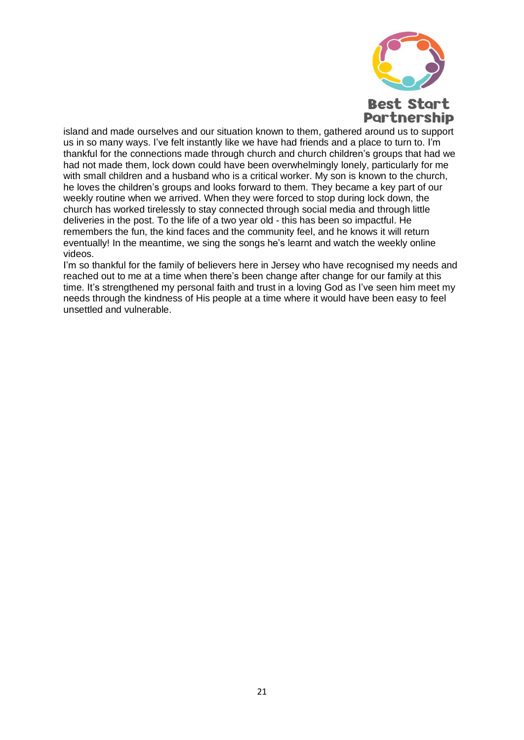island and made ourselves and our situation known to them, gathered around us to support us in so many ways. I've felt instantly like we have had friends and a place to turn to. I'm thankful for the connections made through church and church children's groups that had we had not made them, lock down could have been overwhelmingly lonely, particularly for me with small children and a husband who is a critical worker. My son is known to the church, he loves the children's groups and looks forward to them. They became a key part of our weekly routine when we arrived. When they were forced to stop during lock down, the church has worked tirelessly to stay connected through social media and through little deliveries in the post. To the life of a two year old - this has been so impactful. He remembers the fun, the kind faces and the community feel, and he knows it will return eventually! In the meantime, we sing the songs he's learnt and watch the weekly online videos.

I'm so thankful for the family of believers here in Jersey who have recognised my needs and reached out to me at a time when there's been change after change for our family at this time. It's strengthened my personal faith and trust in a loving God as I've seen him meet my needs through the kindness of His people at a time where it would have been easy to feel unsettled and vulnerable.